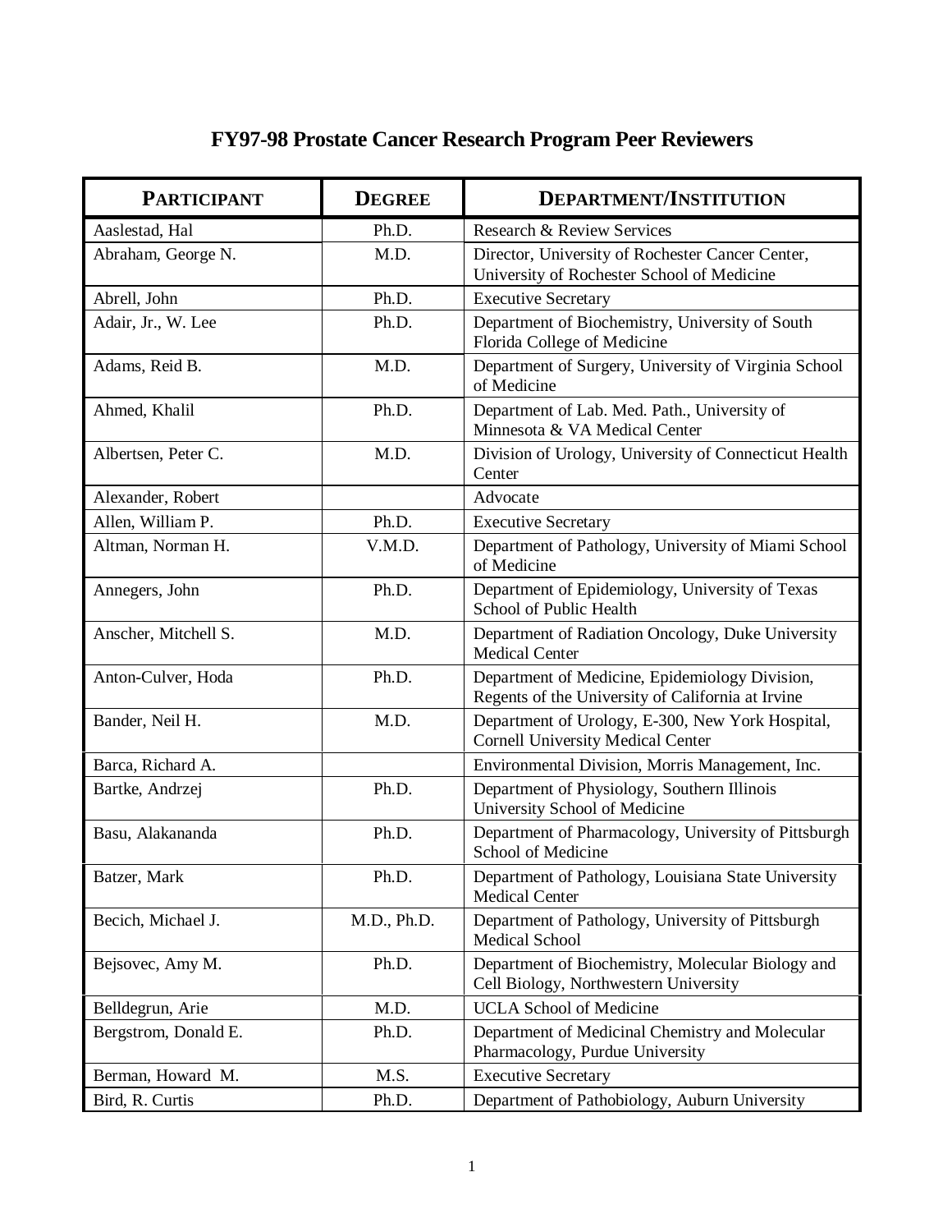# FY97-98 Prostate Cancer Research Program Peer Reviewers

| PARTICIPANT | DEGREE | DEPARTMENT/INSTITUTION |
|---|---|---|
| Aaslestad, Hal | Ph.D. | Research & Review Services |
| Abraham, George N. | M.D. | Director, University of Rochester Cancer Center, University of Rochester School of Medicine |
| Abrell, John | Ph.D. | Executive Secretary |
| Adair, Jr., W. Lee | Ph.D. | Department of Biochemistry, University of South Florida College of Medicine |
| Adams, Reid B. | M.D. | Department of Surgery, University of Virginia School of Medicine |
| Ahmed, Khalil | Ph.D. | Department of Lab. Med. Path., University of Minnesota & VA Medical Center |
| Albertsen, Peter C. | M.D. | Division of Urology, University of Connecticut Health Center |
| Alexander, Robert | | Advocate |
| Allen, William P. | Ph.D. | Executive Secretary |
| Altman, Norman H. | V.M.D. | Department of Pathology, University of Miami School of Medicine |
| Annegers, John | Ph.D. | Department of Epidemiology, University of Texas School of Public Health |
| Anscher, Mitchell S. | M.D. | Department of Radiation Oncology, Duke University Medical Center |
| Anton-Culver, Hoda | Ph.D. | Department of Medicine, Epidemiology Division, Regents of the University of California at Irvine |
| Bander, Neil H. | M.D. | Department of Urology, E-300, New York Hospital, Cornell University Medical Center |
| Barca, Richard A. | | Environmental Division, Morris Management, Inc. |
| Bartke, Andrzej | Ph.D. | Department of Physiology, Southern Illinois University School of Medicine |
| Basu, Alakananda | Ph.D. | Department of Pharmacology, University of Pittsburgh School of Medicine |
| Batzer, Mark | Ph.D. | Department of Pathology, Louisiana State University Medical Center |
| Becich, Michael J. | M.D., Ph.D. | Department of Pathology, University of Pittsburgh Medical School |
| Bejsovec, Amy M. | Ph.D. | Department of Biochemistry, Molecular Biology and Cell Biology, Northwestern University |
| Belldegrun, Arie | M.D. | UCLA School of Medicine |
| Bergstrom, Donald E. | Ph.D. | Department of Medicinal Chemistry and Molecular Pharmacology, Purdue University |
| Berman, Howard M. | M.S. | Executive Secretary |
| Bird, R. Curtis | Ph.D. | Department of Pathobiology, Auburn University |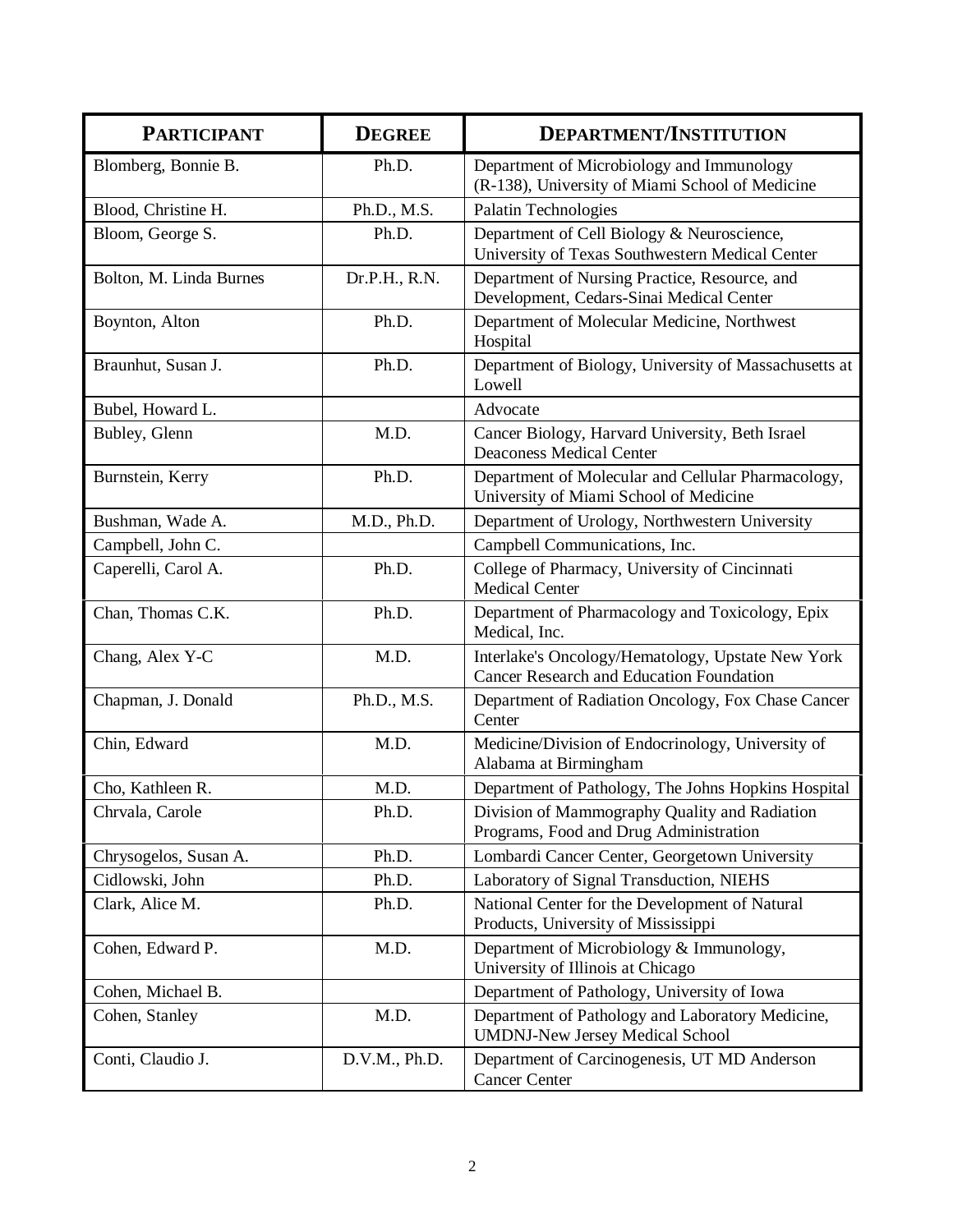| PARTICIPANT | DEGREE | DEPARTMENT/INSTITUTION |
| --- | --- | --- |
| Blomberg, Bonnie B. | Ph.D. | Department of Microbiology and Immunology (R-138), University of Miami School of Medicine |
| Blood, Christine H. | Ph.D., M.S. | Palatin Technologies |
| Bloom, George S. | Ph.D. | Department of Cell Biology & Neuroscience, University of Texas Southwestern Medical Center |
| Bolton, M. Linda Burnes | Dr.P.H., R.N. | Department of Nursing Practice, Resource, and Development, Cedars-Sinai Medical Center |
| Boynton, Alton | Ph.D. | Department of Molecular Medicine, Northwest Hospital |
| Braunhut, Susan J. | Ph.D. | Department of Biology, University of Massachusetts at Lowell |
| Bubel, Howard L. | | Advocate |
| Bubley, Glenn | M.D. | Cancer Biology, Harvard University, Beth Israel Deaconess Medical Center |
| Burnstein, Kerry | Ph.D. | Department of Molecular and Cellular Pharmacology, University of Miami School of Medicine |
| Bushman, Wade A. | M.D., Ph.D. | Department of Urology, Northwestern University |
| Campbell, John C. | | Campbell Communications, Inc. |
| Caperelli, Carol A. | Ph.D. | College of Pharmacy, University of Cincinnati Medical Center |
| Chan, Thomas C.K. | Ph.D. | Department of Pharmacology and Toxicology, Epix Medical, Inc. |
| Chang, Alex Y-C | M.D. | Interlake's Oncology/Hematology, Upstate New York Cancer Research and Education Foundation |
| Chapman, J. Donald | Ph.D., M.S. | Department of Radiation Oncology, Fox Chase Cancer Center |
| Chin, Edward | M.D. | Medicine/Division of Endocrinology, University of Alabama at Birmingham |
| Cho, Kathleen R. | M.D. | Department of Pathology, The Johns Hopkins Hospital |
| Chrvala, Carole | Ph.D. | Division of Mammography Quality and Radiation Programs, Food and Drug Administration |
| Chrysogelos, Susan A. | Ph.D. | Lombardi Cancer Center, Georgetown University |
| Cidlowski, John | Ph.D. | Laboratory of Signal Transduction, NIEHS |
| Clark, Alice M. | Ph.D. | National Center for the Development of Natural Products, University of Mississippi |
| Cohen, Edward P. | M.D. | Department of Microbiology & Immunology, University of Illinois at Chicago |
| Cohen, Michael B. | | Department of Pathology, University of Iowa |
| Cohen, Stanley | M.D. | Department of Pathology and Laboratory Medicine, UMDNJ-New Jersey Medical School |
| Conti, Claudio J. | D.V.M., Ph.D. | Department of Carcinogenesis, UT MD Anderson Cancer Center |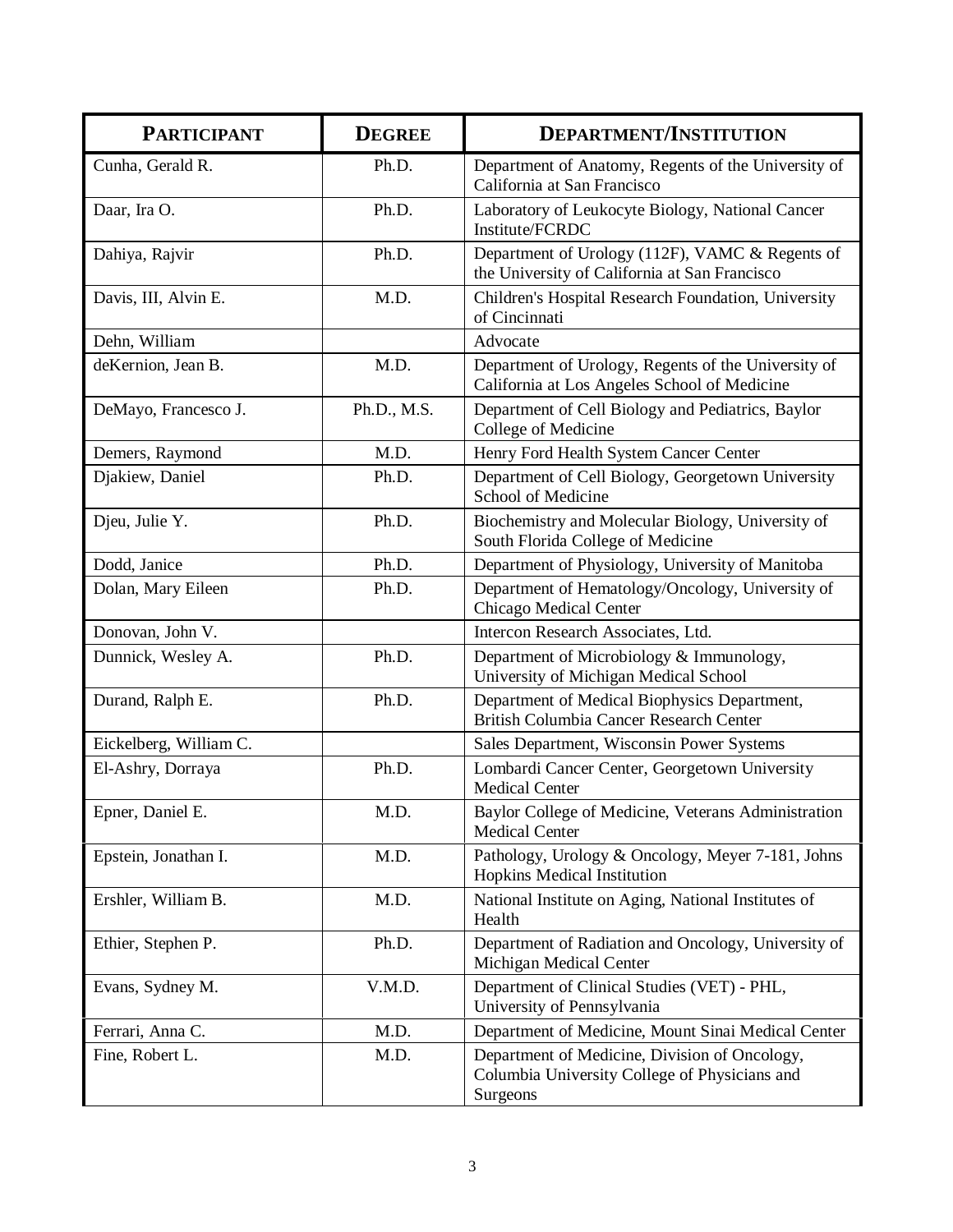| PARTICIPANT | DEGREE | DEPARTMENT/INSTITUTION |
|---|---|---|
| Cunha, Gerald R. | Ph.D. | Department of Anatomy, Regents of the University of California at San Francisco |
| Daar, Ira O. | Ph.D. | Laboratory of Leukocyte Biology, National Cancer Institute/FCRDC |
| Dahiya, Rajvir | Ph.D. | Department of Urology (112F), VAMC & Regents of the University of California at San Francisco |
| Davis, III, Alvin E. | M.D. | Children's Hospital Research Foundation, University of Cincinnati |
| Dehn, William | | Advocate |
| deKernion, Jean B. | M.D. | Department of Urology, Regents of the University of California at Los Angeles School of Medicine |
| DeMayo, Francesco J. | Ph.D., M.S. | Department of Cell Biology and Pediatrics, Baylor College of Medicine |
| Demers, Raymond | M.D. | Henry Ford Health System Cancer Center |
| Djakiew, Daniel | Ph.D. | Department of Cell Biology, Georgetown University School of Medicine |
| Djeu, Julie Y. | Ph.D. | Biochemistry and Molecular Biology, University of South Florida College of Medicine |
| Dodd, Janice | Ph.D. | Department of Physiology, University of Manitoba |
| Dolan, Mary Eileen | Ph.D. | Department of Hematology/Oncology, University of Chicago Medical Center |
| Donovan, John V. | | Intercon Research Associates, Ltd. |
| Dunnick, Wesley A. | Ph.D. | Department of Microbiology & Immunology, University of Michigan Medical School |
| Durand, Ralph E. | Ph.D. | Department of Medical Biophysics Department, British Columbia Cancer Research Center |
| Eickelberg, William C. | | Sales Department, Wisconsin Power Systems |
| El-Ashry, Dorraya | Ph.D. | Lombardi Cancer Center, Georgetown University Medical Center |
| Epner, Daniel E. | M.D. | Baylor College of Medicine, Veterans Administration Medical Center |
| Epstein, Jonathan I. | M.D. | Pathology, Urology & Oncology, Meyer 7-181, Johns Hopkins Medical Institution |
| Ershler, William B. | M.D. | National Institute on Aging, National Institutes of Health |
| Ethier, Stephen P. | Ph.D. | Department of Radiation and Oncology, University of Michigan Medical Center |
| Evans, Sydney M. | V.M.D. | Department of Clinical Studies (VET) - PHL, University of Pennsylvania |
| Ferrari, Anna C. | M.D. | Department of Medicine, Mount Sinai Medical Center |
| Fine, Robert L. | M.D. | Department of Medicine, Division of Oncology, Columbia University College of Physicians and Surgeons |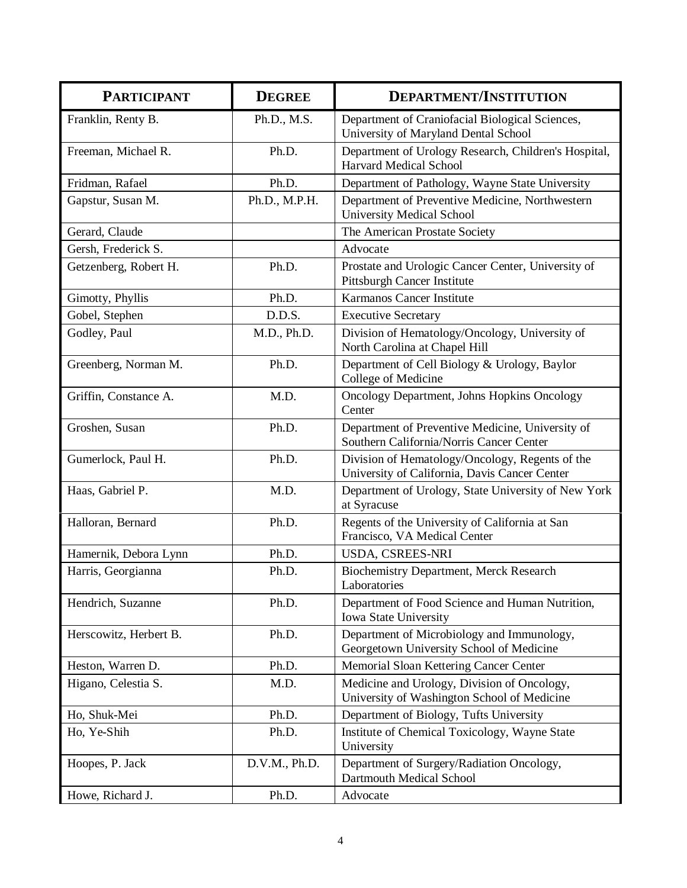| PARTICIPANT | DEGREE | DEPARTMENT/INSTITUTION |
| --- | --- | --- |
| Franklin, Renty B. | Ph.D., M.S. | Department of Craniofacial Biological Sciences, University of Maryland Dental School |
| Freeman, Michael R. | Ph.D. | Department of Urology Research, Children's Hospital, Harvard Medical School |
| Fridman, Rafael | Ph.D. | Department of Pathology, Wayne State University |
| Gapstur, Susan M. | Ph.D., M.P.H. | Department of Preventive Medicine, Northwestern University Medical School |
| Gerard, Claude | | The American Prostate Society |
| Gersh, Frederick S. | | Advocate |
| Getzenberg, Robert H. | Ph.D. | Prostate and Urologic Cancer Center, University of Pittsburgh Cancer Institute |
| Gimotty, Phyllis | Ph.D. | Karmanos Cancer Institute |
| Gobel, Stephen | D.D.S. | Executive Secretary |
| Godley, Paul | M.D., Ph.D. | Division of Hematology/Oncology, University of North Carolina at Chapel Hill |
| Greenberg, Norman M. | Ph.D. | Department of Cell Biology & Urology, Baylor College of Medicine |
| Griffin, Constance A. | M.D. | Oncology Department, Johns Hopkins Oncology Center |
| Groshen, Susan | Ph.D. | Department of Preventive Medicine, University of Southern California/Norris Cancer Center |
| Gumerlock, Paul H. | Ph.D. | Division of Hematology/Oncology, Regents of the University of California, Davis Cancer Center |
| Haas, Gabriel P. | M.D. | Department of Urology, State University of New York at Syracuse |
| Halloran, Bernard | Ph.D. | Regents of the University of California at San Francisco, VA Medical Center |
| Hamernik, Debora Lynn | Ph.D. | USDA, CSREES-NRI |
| Harris, Georgianna | Ph.D. | Biochemistry Department, Merck Research Laboratories |
| Hendrich, Suzanne | Ph.D. | Department of Food Science and Human Nutrition, Iowa State University |
| Herscowitz, Herbert B. | Ph.D. | Department of Microbiology and Immunology, Georgetown University School of Medicine |
| Heston, Warren D. | Ph.D. | Memorial Sloan Kettering Cancer Center |
| Higano, Celestia S. | M.D. | Medicine and Urology, Division of Oncology, University of Washington School of Medicine |
| Ho, Shuk-Mei | Ph.D. | Department of Biology, Tufts University |
| Ho, Ye-Shih | Ph.D. | Institute of Chemical Toxicology, Wayne State University |
| Hoopes, P. Jack | D.V.M., Ph.D. | Department of Surgery/Radiation Oncology, Dartmouth Medical School |
| Howe, Richard J. | Ph.D. | Advocate |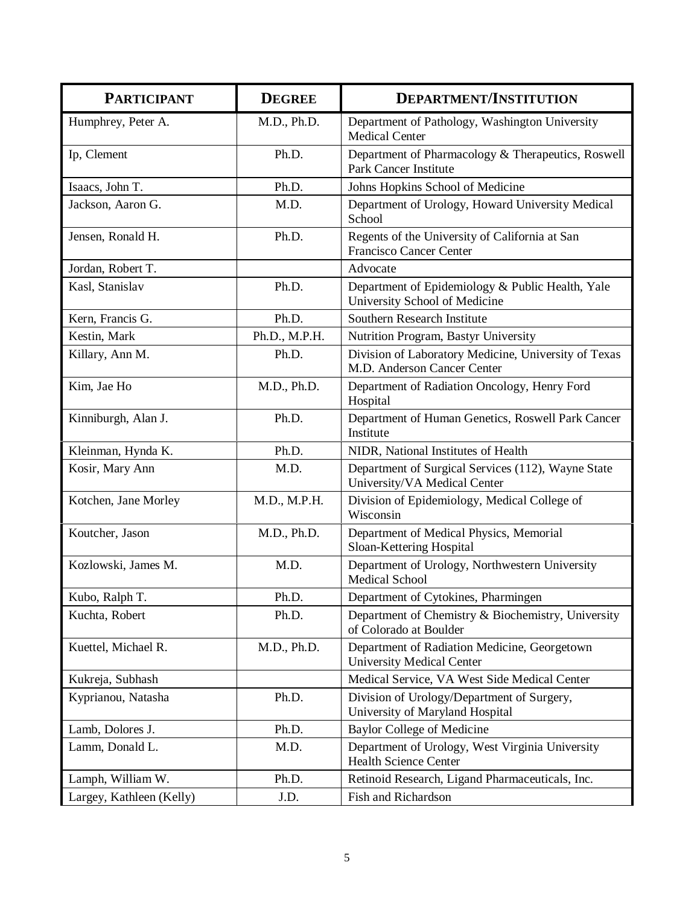| PARTICIPANT | DEGREE | DEPARTMENT/INSTITUTION |
| --- | --- | --- |
| Humphrey, Peter A. | M.D., Ph.D. | Department of Pathology, Washington University Medical Center |
| Ip, Clement | Ph.D. | Department of Pharmacology & Therapeutics, Roswell Park Cancer Institute |
| Isaacs, John T. | Ph.D. | Johns Hopkins School of Medicine |
| Jackson, Aaron G. | M.D. | Department of Urology, Howard University Medical School |
| Jensen, Ronald H. | Ph.D. | Regents of the University of California at San Francisco Cancer Center |
| Jordan, Robert T. | | Advocate |
| Kasl, Stanislav | Ph.D. | Department of Epidemiology & Public Health, Yale University School of Medicine |
| Kern, Francis G. | Ph.D. | Southern Research Institute |
| Kestin, Mark | Ph.D., M.P.H. | Nutrition Program, Bastyr University |
| Killary, Ann M. | Ph.D. | Division of Laboratory Medicine, University of Texas M.D. Anderson Cancer Center |
| Kim, Jae Ho | M.D., Ph.D. | Department of Radiation Oncology, Henry Ford Hospital |
| Kinniburgh, Alan J. | Ph.D. | Department of Human Genetics, Roswell Park Cancer Institute |
| Kleinman, Hynda K. | Ph.D. | NIDR, National Institutes of Health |
| Kosir, Mary Ann | M.D. | Department of Surgical Services (112), Wayne State University/VA Medical Center |
| Kotchen, Jane Morley | M.D., M.P.H. | Division of Epidemiology, Medical College of Wisconsin |
| Koutcher, Jason | M.D., Ph.D. | Department of Medical Physics, Memorial Sloan-Kettering Hospital |
| Kozlowski, James M. | M.D. | Department of Urology, Northwestern University Medical School |
| Kubo, Ralph T. | Ph.D. | Department of Cytokines, Pharmingen |
| Kuchta, Robert | Ph.D. | Department of Chemistry & Biochemistry, University of Colorado at Boulder |
| Kuettel, Michael R. | M.D., Ph.D. | Department of Radiation Medicine, Georgetown University Medical Center |
| Kukreja, Subhash | | Medical Service, VA West Side Medical Center |
| Kyprianou, Natasha | Ph.D. | Division of Urology/Department of Surgery, University of Maryland Hospital |
| Lamb, Dolores J. | Ph.D. | Baylor College of Medicine |
| Lamm, Donald L. | M.D. | Department of Urology, West Virginia University Health Science Center |
| Lamph, William W. | Ph.D. | Retinoid Research, Ligand Pharmaceuticals, Inc. |
| Largey, Kathleen (Kelly) | J.D. | Fish and Richardson |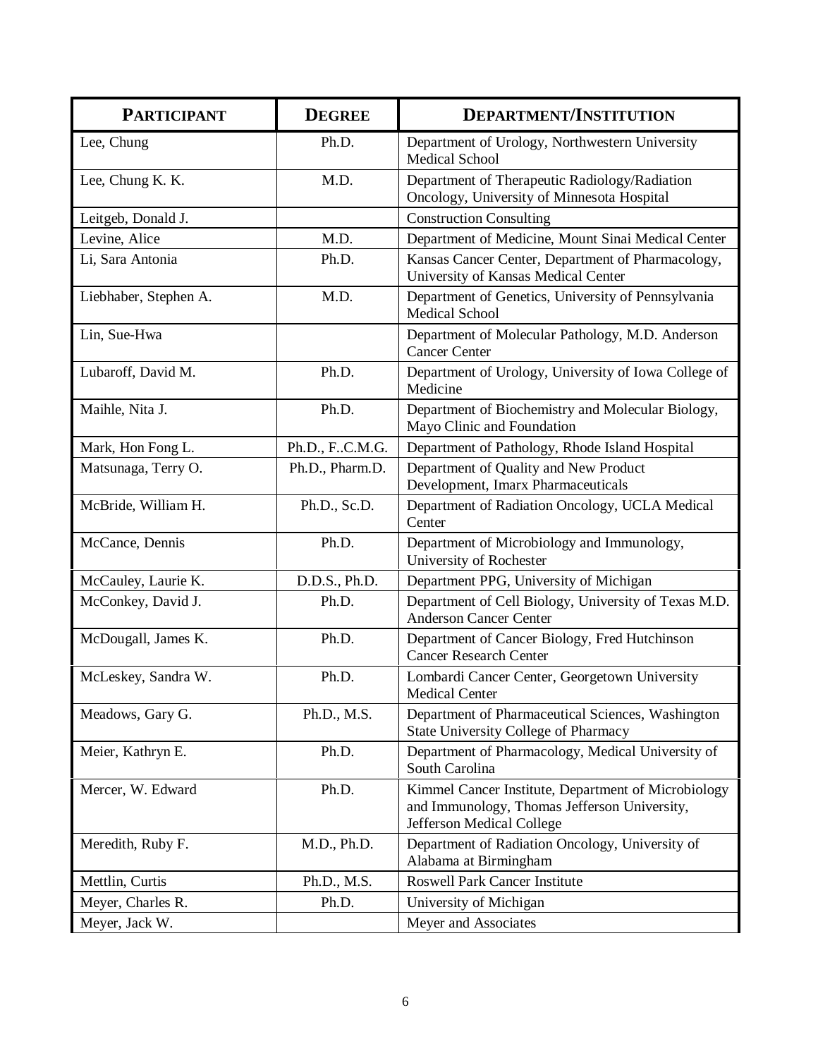| PARTICIPANT | DEGREE | DEPARTMENT/INSTITUTION |
|---|---|---|
| Lee, Chung | Ph.D. | Department of Urology, Northwestern University Medical School |
| Lee, Chung K. K. | M.D. | Department of Therapeutic Radiology/Radiation Oncology, University of Minnesota Hospital |
| Leitgeb, Donald J. | | Construction Consulting |
| Levine, Alice | M.D. | Department of Medicine, Mount Sinai Medical Center |
| Li, Sara Antonia | Ph.D. | Kansas Cancer Center, Department of Pharmacology, University of Kansas Medical Center |
| Liebhaber, Stephen A. | M.D. | Department of Genetics, University of Pennsylvania Medical School |
| Lin, Sue-Hwa | | Department of Molecular Pathology, M.D. Anderson Cancer Center |
| Lubaroff, David M. | Ph.D. | Department of Urology, University of Iowa College of Medicine |
| Maihle, Nita J. | Ph.D. | Department of Biochemistry and Molecular Biology, Mayo Clinic and Foundation |
| Mark, Hon Fong L. | Ph.D., F..C.M.G. | Department of Pathology, Rhode Island Hospital |
| Matsunaga, Terry O. | Ph.D., Pharm.D. | Department of Quality and New Product Development, Imarx Pharmaceuticals |
| McBride, William H. | Ph.D., Sc.D. | Department of Radiation Oncology, UCLA Medical Center |
| McCance, Dennis | Ph.D. | Department of Microbiology and Immunology, University of Rochester |
| McCauley, Laurie K. | D.D.S., Ph.D. | Department PPG, University of Michigan |
| McConkey, David J. | Ph.D. | Department of Cell Biology, University of Texas M.D. Anderson Cancer Center |
| McDougall, James K. | Ph.D. | Department of Cancer Biology, Fred Hutchinson Cancer Research Center |
| McLeskey, Sandra W. | Ph.D. | Lombardi Cancer Center, Georgetown University Medical Center |
| Meadows, Gary G. | Ph.D., M.S. | Department of Pharmaceutical Sciences, Washington State University College of Pharmacy |
| Meier, Kathryn E. | Ph.D. | Department of Pharmacology, Medical University of South Carolina |
| Mercer, W. Edward | Ph.D. | Kimmel Cancer Institute, Department of Microbiology and Immunology, Thomas Jefferson University, Jefferson Medical College |
| Meredith, Ruby F. | M.D., Ph.D. | Department of Radiation Oncology, University of Alabama at Birmingham |
| Mettlin, Curtis | Ph.D., M.S. | Roswell Park Cancer Institute |
| Meyer, Charles R. | Ph.D. | University of Michigan |
| Meyer, Jack W. | | Meyer and Associates |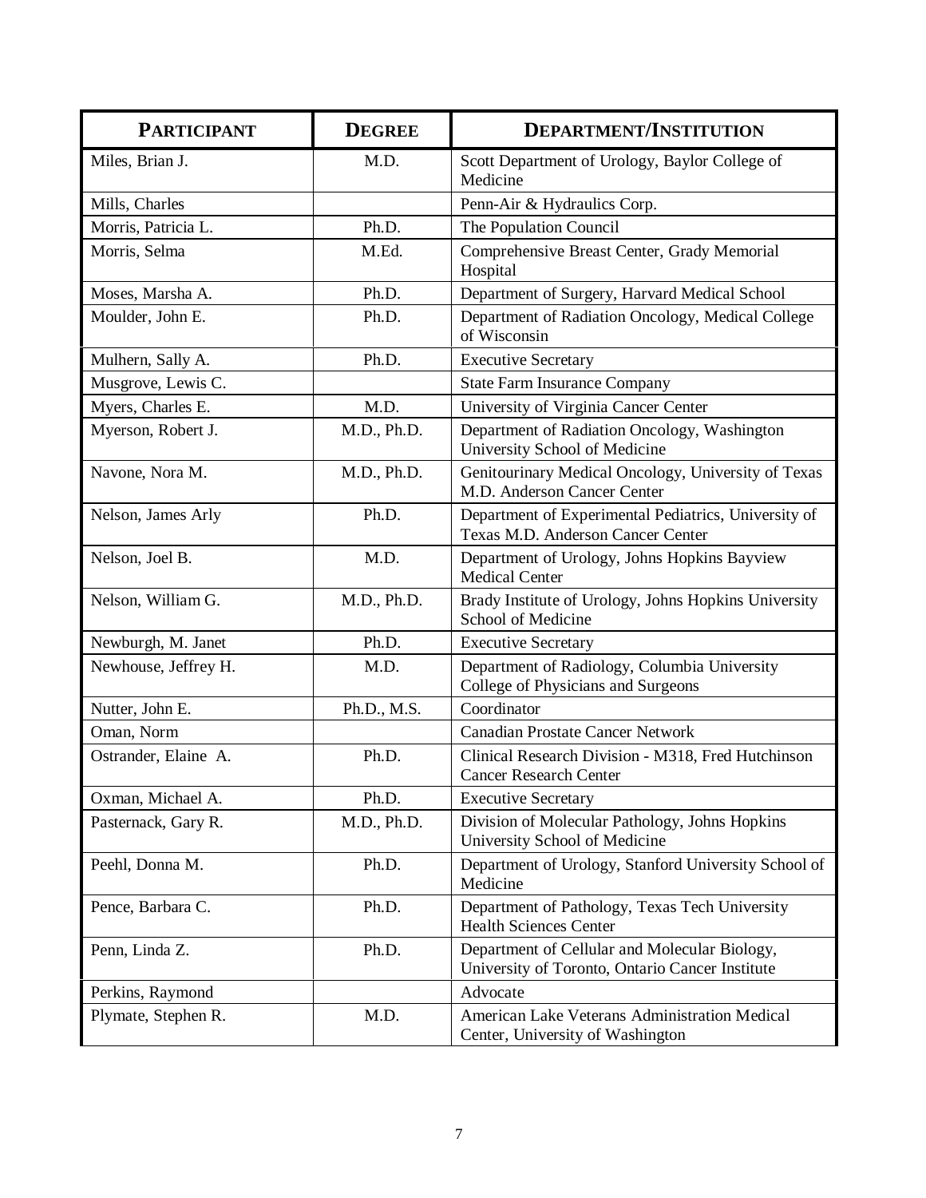| PARTICIPANT | DEGREE | DEPARTMENT/INSTITUTION |
| --- | --- | --- |
| Miles, Brian J. | M.D. | Scott Department of Urology, Baylor College of Medicine |
| Mills, Charles | | Penn-Air & Hydraulics Corp. |
| Morris, Patricia L. | Ph.D. | The Population Council |
| Morris, Selma | M.Ed. | Comprehensive Breast Center, Grady Memorial Hospital |
| Moses, Marsha A. | Ph.D. | Department of Surgery, Harvard Medical School |
| Moulder, John E. | Ph.D. | Department of Radiation Oncology, Medical College of Wisconsin |
| Mulhern, Sally A. | Ph.D. | Executive Secretary |
| Musgrove, Lewis C. | | State Farm Insurance Company |
| Myers, Charles E. | M.D. | University of Virginia Cancer Center |
| Myerson, Robert J. | M.D., Ph.D. | Department of Radiation Oncology, Washington University School of Medicine |
| Navone, Nora M. | M.D., Ph.D. | Genitourinary Medical Oncology, University of Texas M.D. Anderson Cancer Center |
| Nelson, James Arly | Ph.D. | Department of Experimental Pediatrics, University of Texas M.D. Anderson Cancer Center |
| Nelson, Joel B. | M.D. | Department of Urology, Johns Hopkins Bayview Medical Center |
| Nelson, William G. | M.D., Ph.D. | Brady Institute of Urology, Johns Hopkins University School of Medicine |
| Newburgh, M. Janet | Ph.D. | Executive Secretary |
| Newhouse, Jeffrey H. | M.D. | Department of Radiology, Columbia University College of Physicians and Surgeons |
| Nutter, John E. | Ph.D., M.S. | Coordinator |
| Oman, Norm | | Canadian Prostate Cancer Network |
| Ostrander, Elaine A. | Ph.D. | Clinical Research Division - M318, Fred Hutchinson Cancer Research Center |
| Oxman, Michael A. | Ph.D. | Executive Secretary |
| Pasternack, Gary R. | M.D., Ph.D. | Division of Molecular Pathology, Johns Hopkins University School of Medicine |
| Peehl, Donna M. | Ph.D. | Department of Urology, Stanford University School of Medicine |
| Pence, Barbara C. | Ph.D. | Department of Pathology, Texas Tech University Health Sciences Center |
| Penn, Linda Z. | Ph.D. | Department of Cellular and Molecular Biology, University of Toronto, Ontario Cancer Institute |
| Perkins, Raymond | | Advocate |
| Plymate, Stephen R. | M.D. | American Lake Veterans Administration Medical Center, University of Washington |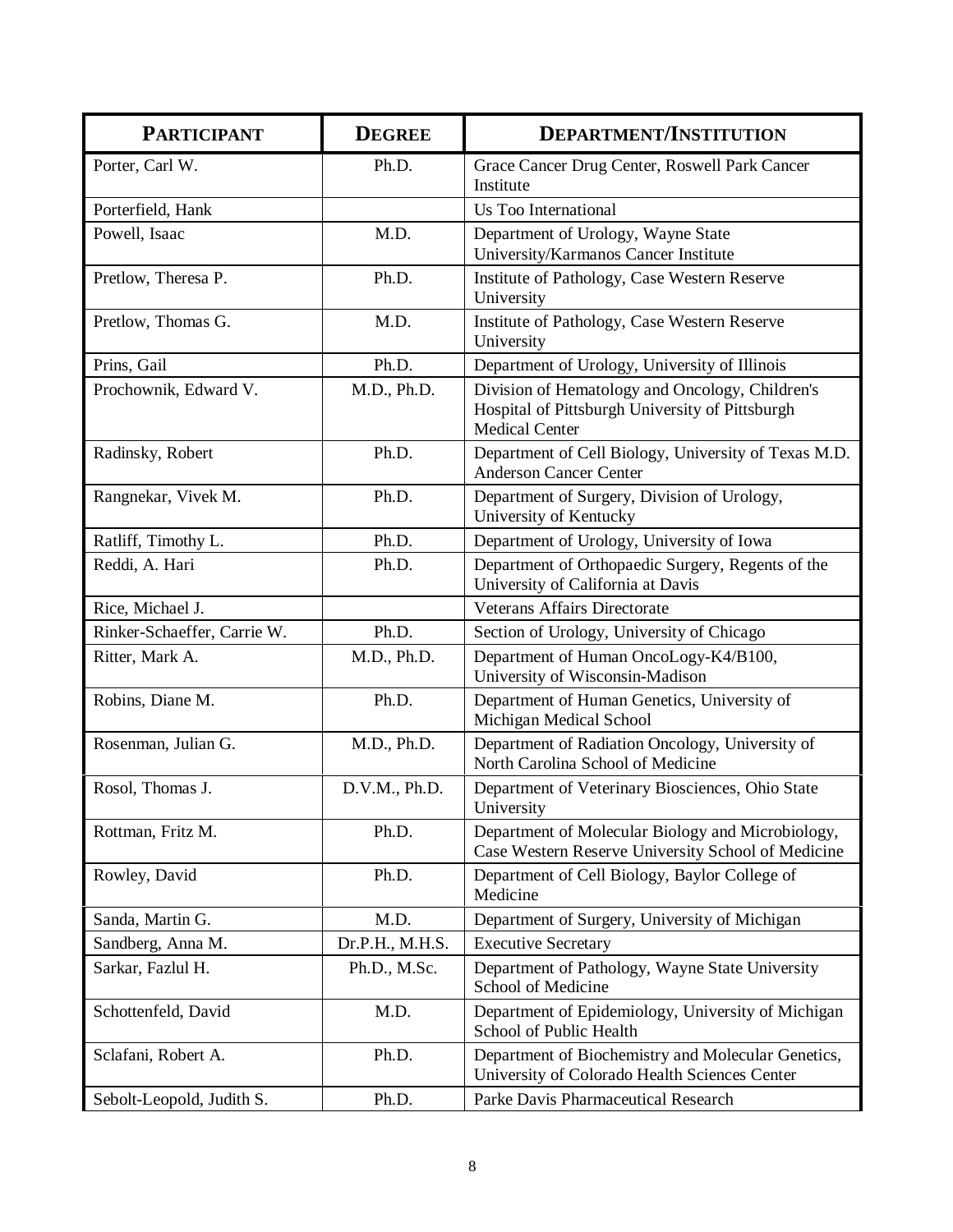| PARTICIPANT | DEGREE | DEPARTMENT/INSTITUTION |
| --- | --- | --- |
| Porter, Carl W. | Ph.D. | Grace Cancer Drug Center, Roswell Park Cancer Institute |
| Porterfield, Hank | | Us Too International |
| Powell, Isaac | M.D. | Department of Urology, Wayne State University/Karmanos Cancer Institute |
| Pretlow, Theresa P. | Ph.D. | Institute of Pathology, Case Western Reserve University |
| Pretlow, Thomas G. | M.D. | Institute of Pathology, Case Western Reserve University |
| Prins, Gail | Ph.D. | Department of Urology, University of Illinois |
| Prochownik, Edward V. | M.D., Ph.D. | Division of Hematology and Oncology, Children's Hospital of Pittsburgh University of Pittsburgh Medical Center |
| Radinsky, Robert | Ph.D. | Department of Cell Biology, University of Texas M.D. Anderson Cancer Center |
| Rangnekar, Vivek M. | Ph.D. | Department of Surgery, Division of Urology, University of Kentucky |
| Ratliff, Timothy L. | Ph.D. | Department of Urology, University of Iowa |
| Reddi, A. Hari | Ph.D. | Department of Orthopaedic Surgery, Regents of the University of California at Davis |
| Rice, Michael J. | | Veterans Affairs Directorate |
| Rinker-Schaeffer, Carrie W. | Ph.D. | Section of Urology, University of Chicago |
| Ritter, Mark A. | M.D., Ph.D. | Department of Human OncoLogy-K4/B100, University of Wisconsin-Madison |
| Robins, Diane M. | Ph.D. | Department of Human Genetics, University of Michigan Medical School |
| Rosenman, Julian G. | M.D., Ph.D. | Department of Radiation Oncology, University of North Carolina School of Medicine |
| Rosol, Thomas J. | D.V.M., Ph.D. | Department of Veterinary Biosciences, Ohio State University |
| Rottman, Fritz M. | Ph.D. | Department of Molecular Biology and Microbiology, Case Western Reserve University School of Medicine |
| Rowley, David | Ph.D. | Department of Cell Biology, Baylor College of Medicine |
| Sanda, Martin G. | M.D. | Department of Surgery, University of Michigan |
| Sandberg, Anna M. | Dr.P.H., M.H.S. | Executive Secretary |
| Sarkar, Fazlul H. | Ph.D., M.Sc. | Department of Pathology, Wayne State University School of Medicine |
| Schottenfeld, David | M.D. | Department of Epidemiology, University of Michigan School of Public Health |
| Sclafani, Robert A. | Ph.D. | Department of Biochemistry and Molecular Genetics, University of Colorado Health Sciences Center |
| Sebolt-Leopold, Judith S. | Ph.D. | Parke Davis Pharmaceutical Research |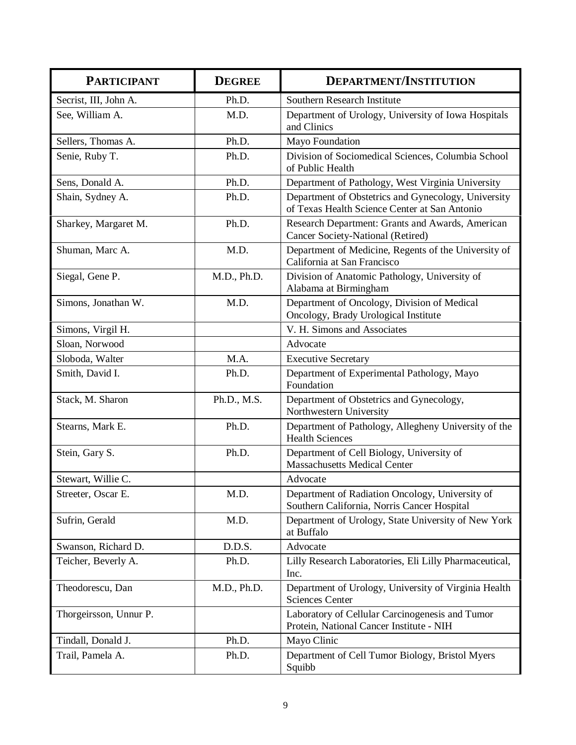| **PARTICIPANT** | **DEGREE** | **DEPARTMENT/INSTITUTION** |
|---|---|---|
| Secrist, III, John A. | Ph.D. | Southern Research Institute |
| See, William A. | M.D. | Department of Urology, University of Iowa Hospitals and Clinics |
| Sellers, Thomas A. | Ph.D. | Mayo Foundation |
| Senie, Ruby T. | Ph.D. | Division of Sociomedical Sciences, Columbia School of Public Health |
| Sens, Donald A. | Ph.D. | Department of Pathology, West Virginia University |
| Shain, Sydney A. | Ph.D. | Department of Obstetrics and Gynecology, University of Texas Health Science Center at San Antonio |
| Sharkey, Margaret M. | Ph.D. | Research Department: Grants and Awards, American Cancer Society-National (Retired) |
| Shuman, Marc A. | M.D. | Department of Medicine, Regents of the University of California at San Francisco |
| Siegal, Gene P. | M.D., Ph.D. | Division of Anatomic Pathology, University of Alabama at Birmingham |
| Simons, Jonathan W. | M.D. | Department of Oncology, Division of Medical Oncology, Brady Urological Institute |
| Simons, Virgil H. | | V. H. Simons and Associates |
| Sloan, Norwood | | Advocate |
| Sloboda, Walter | M.A. | Executive Secretary |
| Smith, David I. | Ph.D. | Department of Experimental Pathology, Mayo Foundation |
| Stack, M. Sharon | Ph.D., M.S. | Department of Obstetrics and Gynecology, Northwestern University |
| Stearns, Mark E. | Ph.D. | Department of Pathology, Allegheny University of the Health Sciences |
| Stein, Gary S. | Ph.D. | Department of Cell Biology, University of Massachusetts Medical Center |
| Stewart, Willie C. | | Advocate |
| Streeter, Oscar E. | M.D. | Department of Radiation Oncology, University of Southern California, Norris Cancer Hospital |
| Sufrin, Gerald | M.D. | Department of Urology, State University of New York at Buffalo |
| Swanson, Richard D. | D.D.S. | Advocate |
| Teicher, Beverly A. | Ph.D. | Lilly Research Laboratories, Eli Lilly Pharmaceutical, Inc. |
| Theodorescu, Dan | M.D., Ph.D. | Department of Urology, University of Virginia Health Sciences Center |
| Thorgeirsson, Unnur P. | | Laboratory of Cellular Carcinogenesis and Tumor Protein, National Cancer Institute - NIH |
| Tindall, Donald J. | Ph.D. | Mayo Clinic |
| Trail, Pamela A. | Ph.D. | Department of Cell Tumor Biology, Bristol Myers Squibb |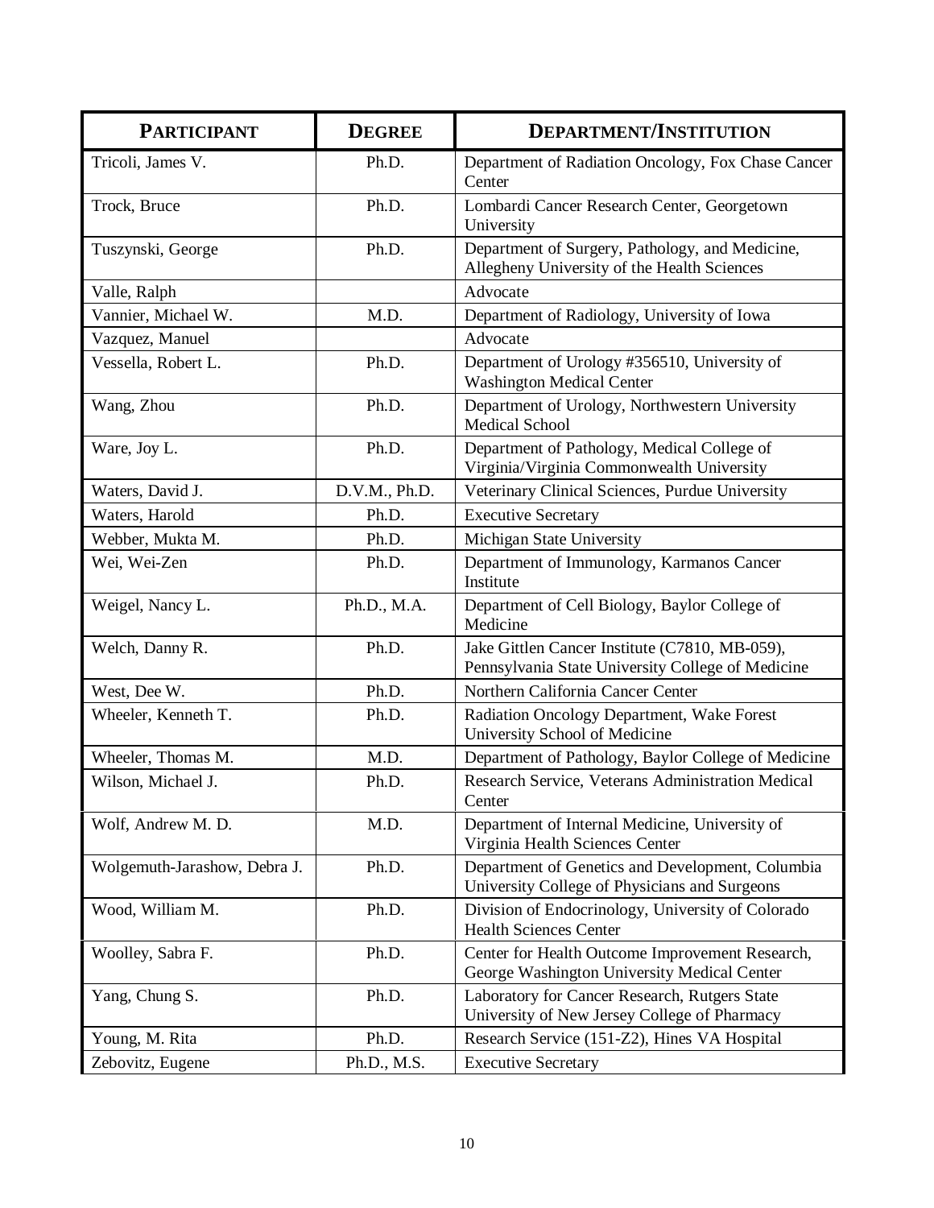| PARTICIPANT | DEGREE | DEPARTMENT/INSTITUTION |
| --- | --- | --- |
| Tricoli, James V. | Ph.D. | Department of Radiation Oncology, Fox Chase Cancer Center |
| Trock, Bruce | Ph.D. | Lombardi Cancer Research Center, Georgetown University |
| Tuszynski, George | Ph.D. | Department of Surgery, Pathology, and Medicine, Allegheny University of the Health Sciences |
| Valle, Ralph | | Advocate |
| Vannier, Michael W. | M.D. | Department of Radiology, University of Iowa |
| Vazquez, Manuel | | Advocate |
| Vessella, Robert L. | Ph.D. | Department of Urology #356510, University of Washington Medical Center |
| Wang, Zhou | Ph.D. | Department of Urology, Northwestern University Medical School |
| Ware, Joy L. | Ph.D. | Department of Pathology, Medical College of Virginia/Virginia Commonwealth University |
| Waters, David J. | D.V.M., Ph.D. | Veterinary Clinical Sciences, Purdue University |
| Waters, Harold | Ph.D. | Executive Secretary |
| Webber, Mukta M. | Ph.D. | Michigan State University |
| Wei, Wei-Zen | Ph.D. | Department of Immunology, Karmanos Cancer Institute |
| Weigel, Nancy L. | Ph.D., M.A. | Department of Cell Biology, Baylor College of Medicine |
| Welch, Danny R. | Ph.D. | Jake Gittlen Cancer Institute (C7810, MB-059), Pennsylvania State University College of Medicine |
| West, Dee W. | Ph.D. | Northern California Cancer Center |
| Wheeler, Kenneth T. | Ph.D. | Radiation Oncology Department, Wake Forest University School of Medicine |
| Wheeler, Thomas M. | M.D. | Department of Pathology, Baylor College of Medicine |
| Wilson, Michael J. | Ph.D. | Research Service, Veterans Administration Medical Center |
| Wolf, Andrew M. D. | M.D. | Department of Internal Medicine, University of Virginia Health Sciences Center |
| Wolgemuth-Jarashow, Debra J. | Ph.D. | Department of Genetics and Development, Columbia University College of Physicians and Surgeons |
| Wood, William M. | Ph.D. | Division of Endocrinology, University of Colorado Health Sciences Center |
| Woolley, Sabra F. | Ph.D. | Center for Health Outcome Improvement Research, George Washington University Medical Center |
| Yang, Chung S. | Ph.D. | Laboratory for Cancer Research, Rutgers State University of New Jersey College of Pharmacy |
| Young, M. Rita | Ph.D. | Research Service (151-Z2), Hines VA Hospital |
| Zebovitz, Eugene | Ph.D., M.S. | Executive Secretary |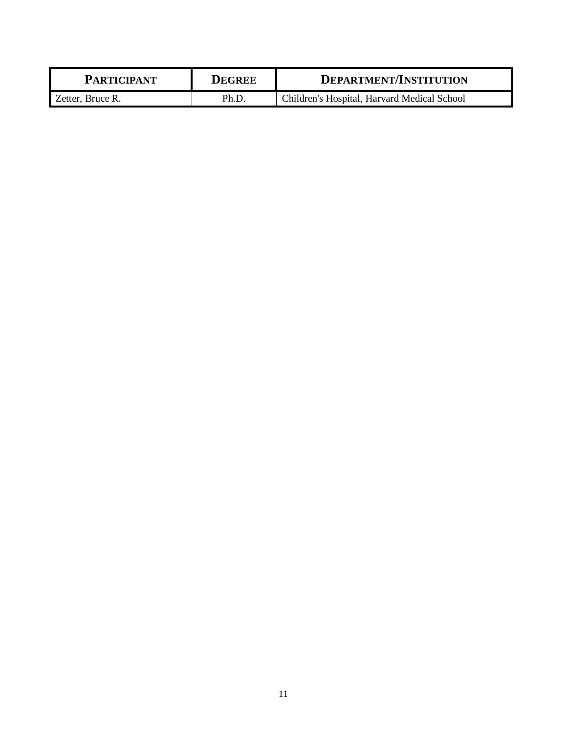| Participant | Degree | Department/Institution |
| --- | --- | --- |
| Zetter, Bruce R. | Ph.D. | Children's Hospital, Harvard Medical School |